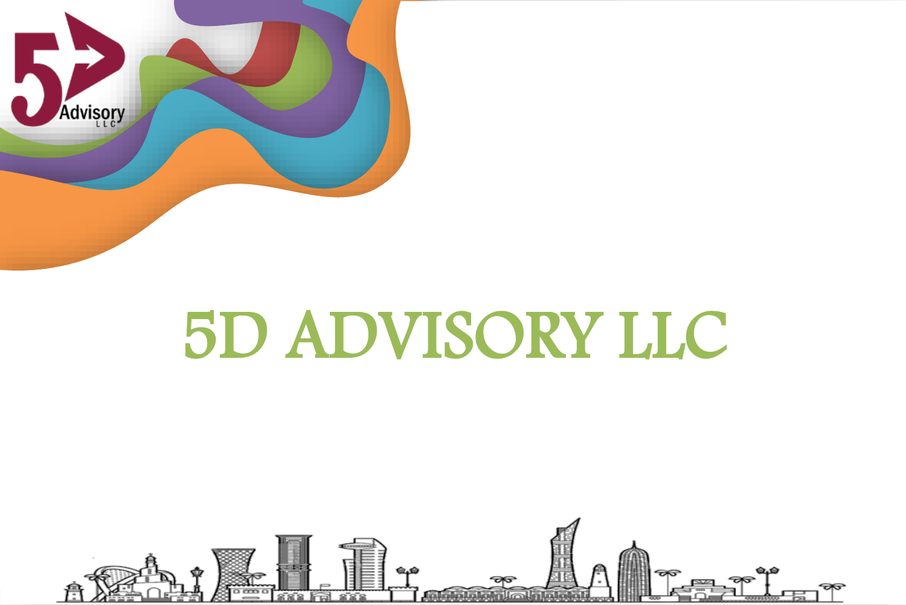# 5D ADVISORY LLC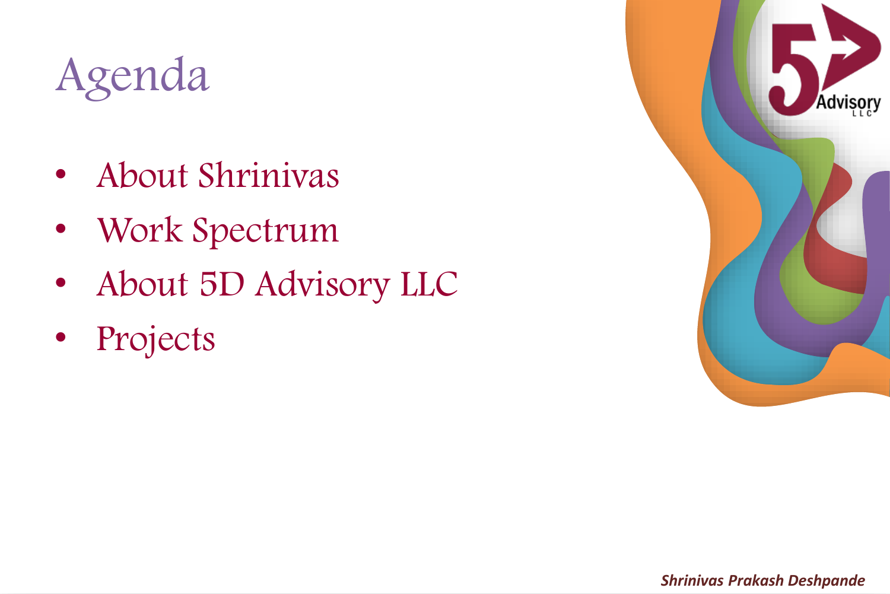# Agenda

- About Shrinivas
- Work Spectrum
- About 5D Advisory LLC
- Projects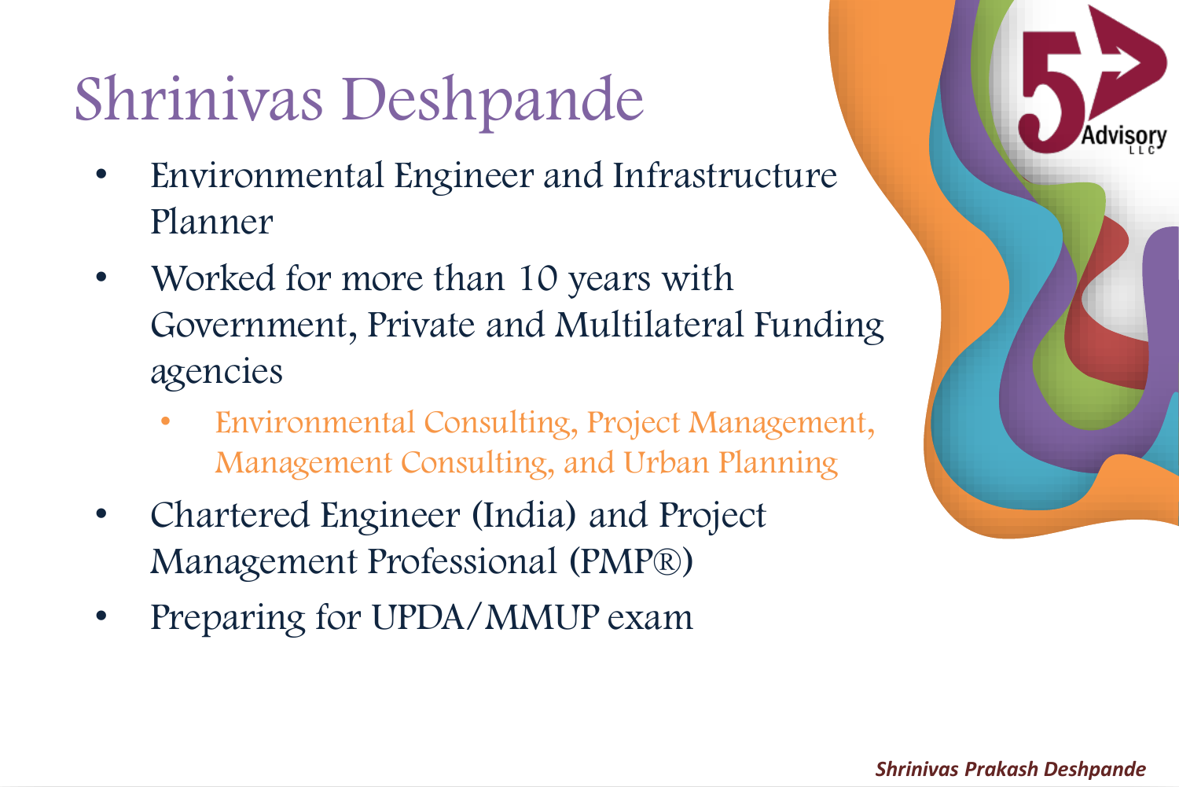# Shrinivas Deshpande

- Environmental Engineer and Infrastructure Planner
- Worked for more than 10 years with Government, Private and Multilateral Funding agencies
  - Environmental Consulting, Project Management, Management Consulting, and Urban Planning
- Chartered Engineer (India) and Project Management Professional (PMP®)
- Preparing for UPDA/MMUP exam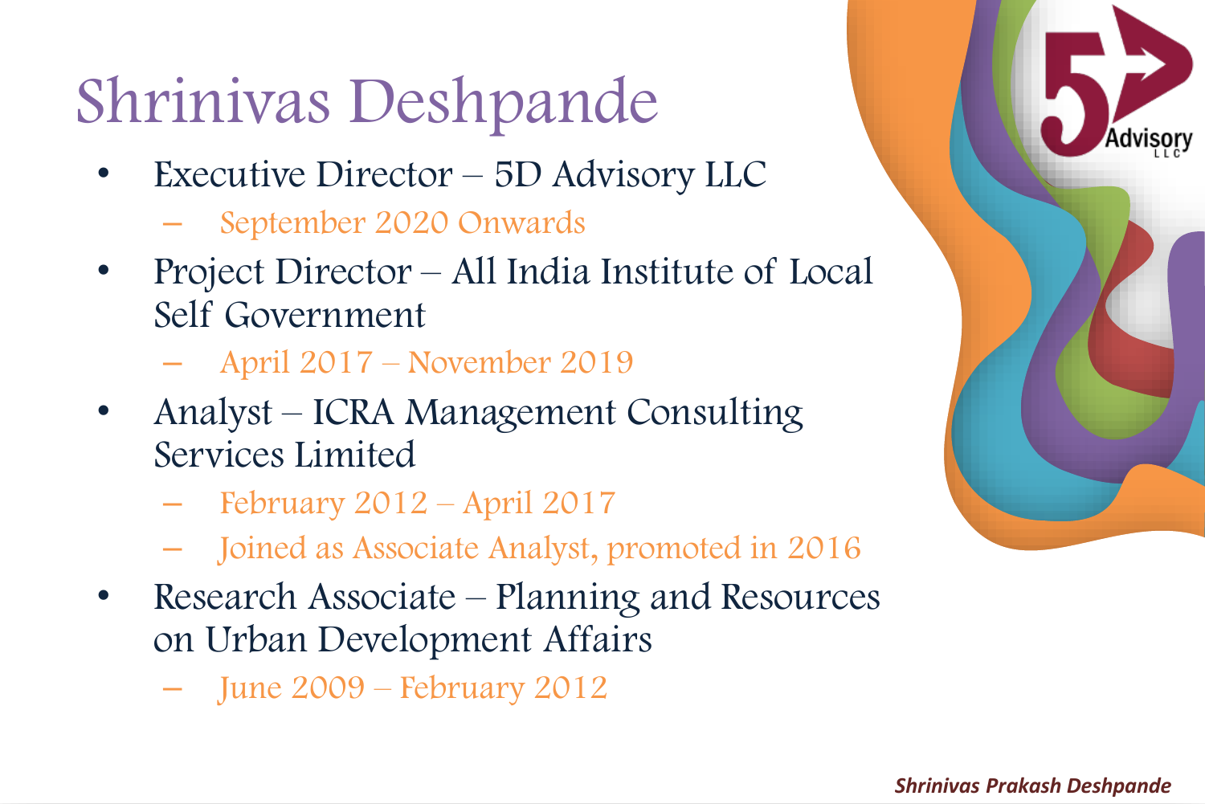# Shrinivas Deshpande

- Executive Director – 5D Advisory LLC
  - September 2020 Onwards
- Project Director – All India Institute of Local Self Government
  - April 2017 – November 2019
- Analyst – ICRA Management Consulting Services Limited
  - February 2012 – April 2017
  - Joined as Associate Analyst, promoted in 2016
- Research Associate – Planning and Resources on Urban Development Affairs
  - June 2009 – February 2012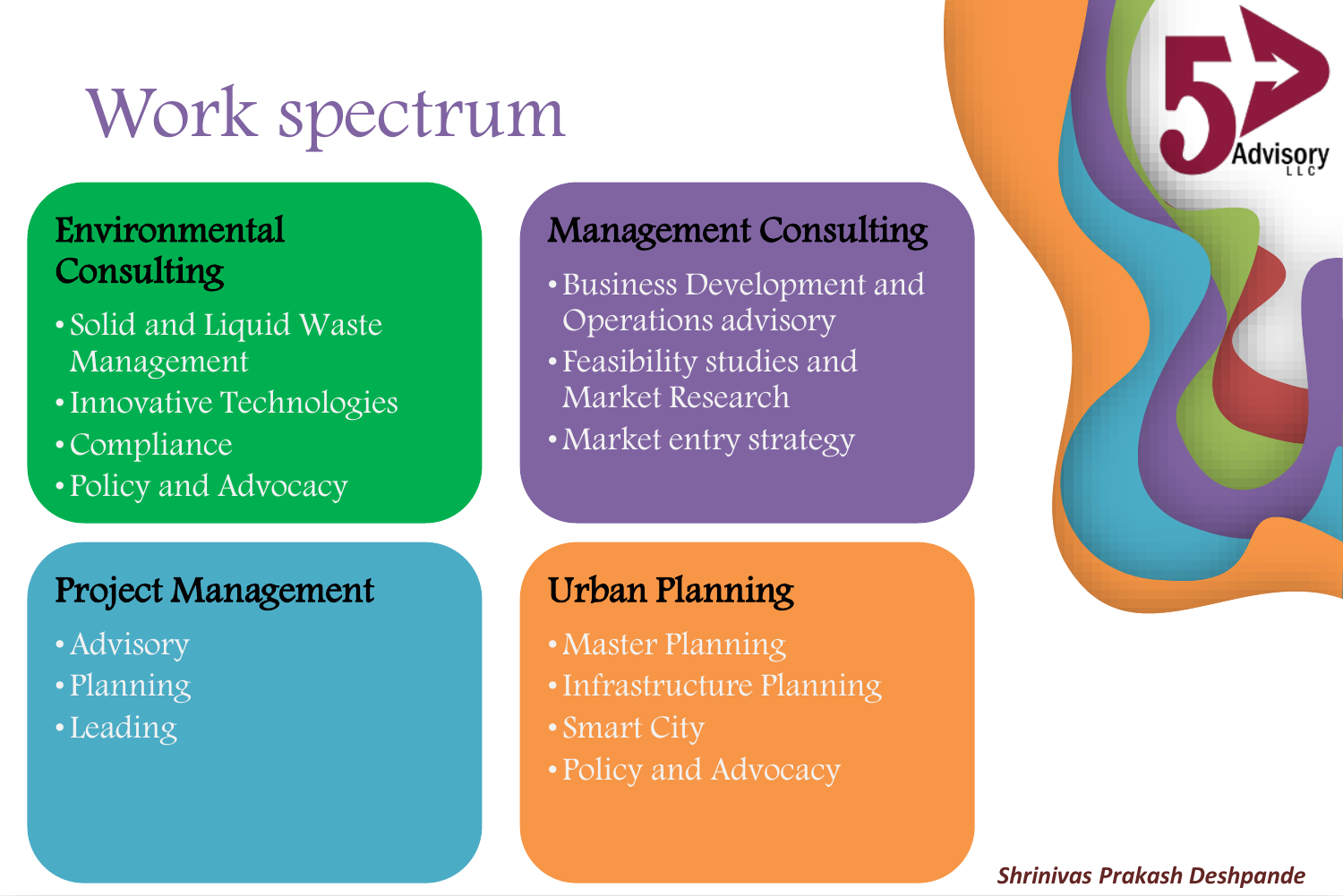# Work spectrum

## Environmental Consulting

- Solid and Liquid Waste Management
- Innovative Technologies
- Compliance
- Policy and Advocacy

## Management Consulting

- Business Development and Operations advisory
- Feasibility studies and Market Research
- Market entry strategy

## Project Management

- Advisory
- Planning
- Leading

## Urban Planning

- Master Planning
- Infrastructure Planning
- Smart City
- Policy and Advocacy

5 Advisory LLC

*Shrinivas Prakash Deshpande*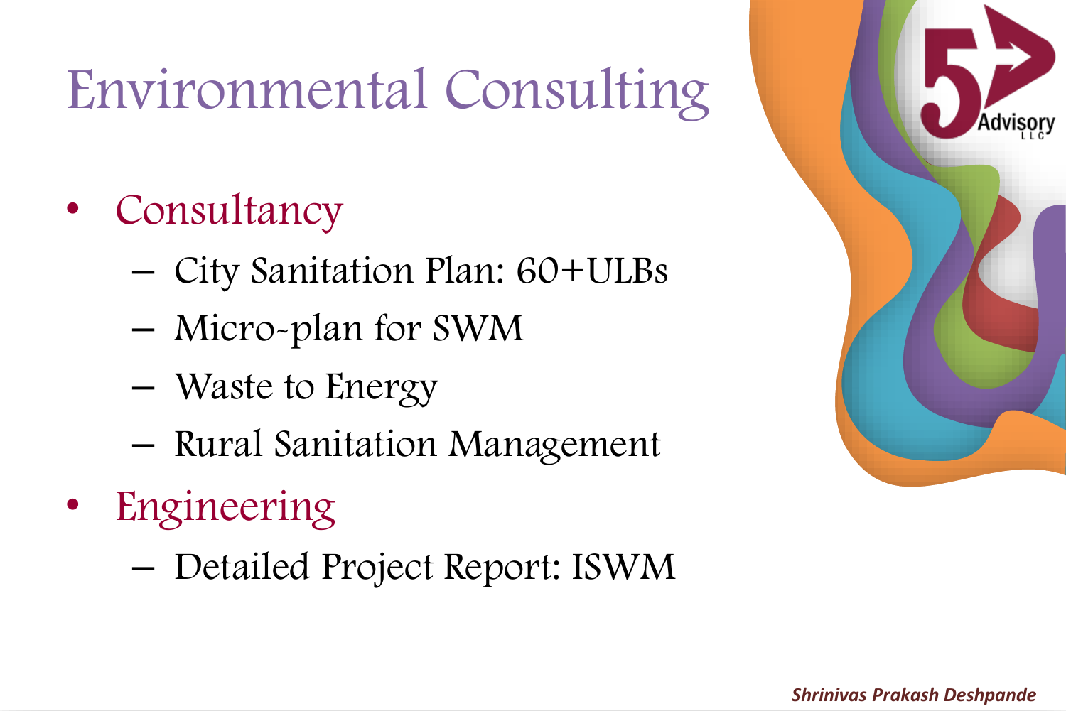# Environmental Consulting

- Consultancy
  - City Sanitation Plan: 60+ULBs
  - Micro-plan for SWM
  - Waste to Energy
  - Rural Sanitation Management
- Engineering
  - Detailed Project Report: ISWM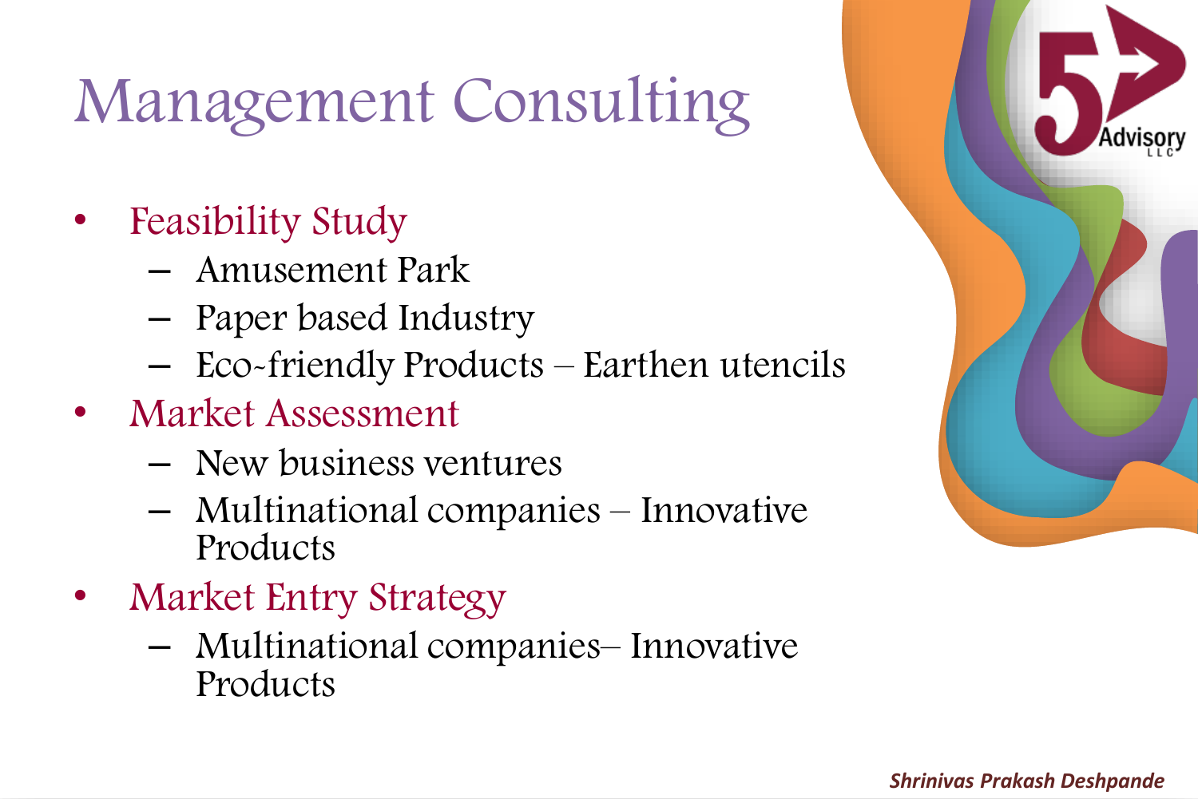# Management Consulting

- Feasibility Study
  - Amusement Park
  - Paper based Industry
  - Eco-friendly Products – Earthen utencils
- Market Assessment
  - New business ventures
  - Multinational companies – Innovative Products
- Market Entry Strategy
  - Multinational companies– Innovative Products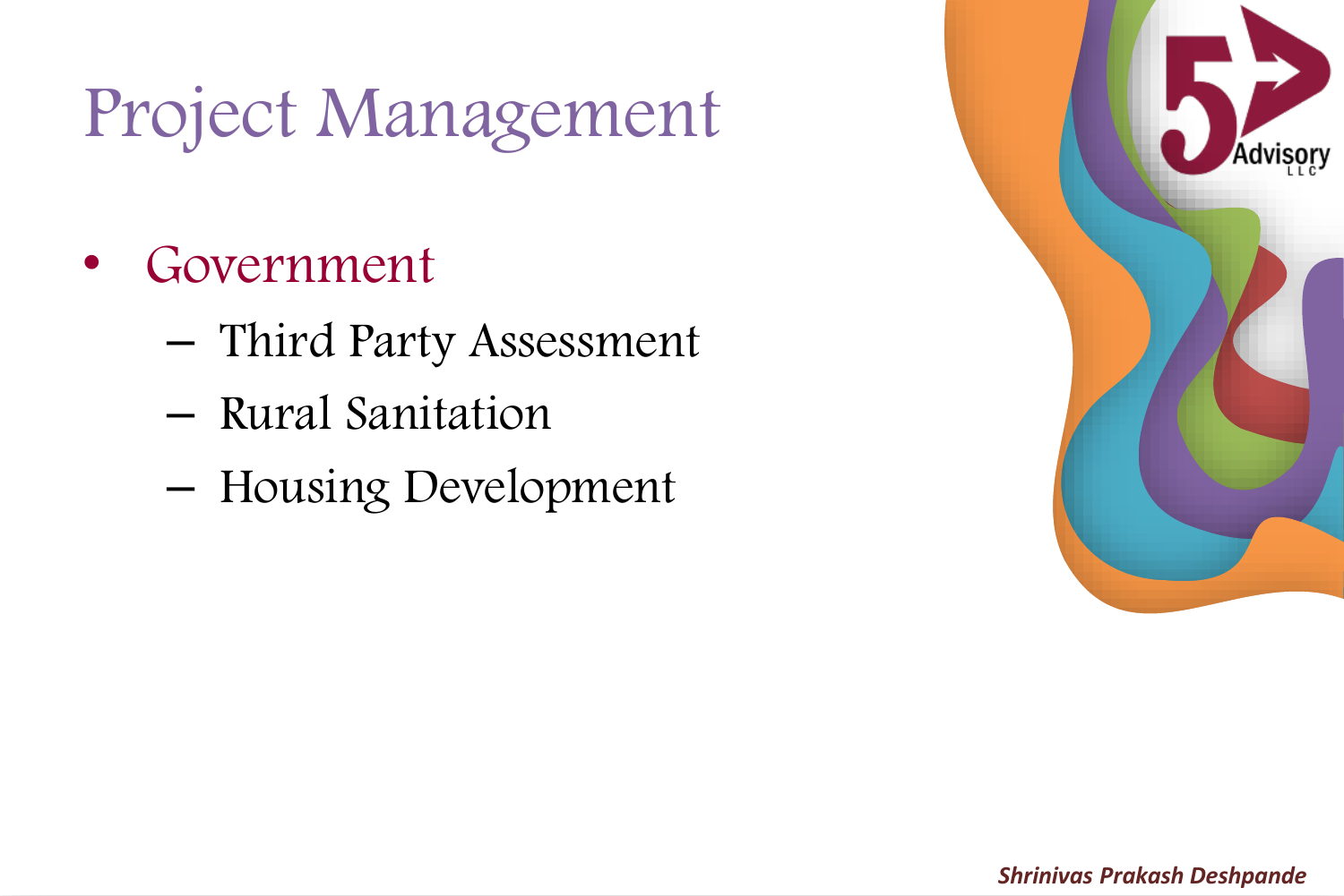# Project Management

- Government
  - Third Party Assessment
  - Rural Sanitation
  - Housing Development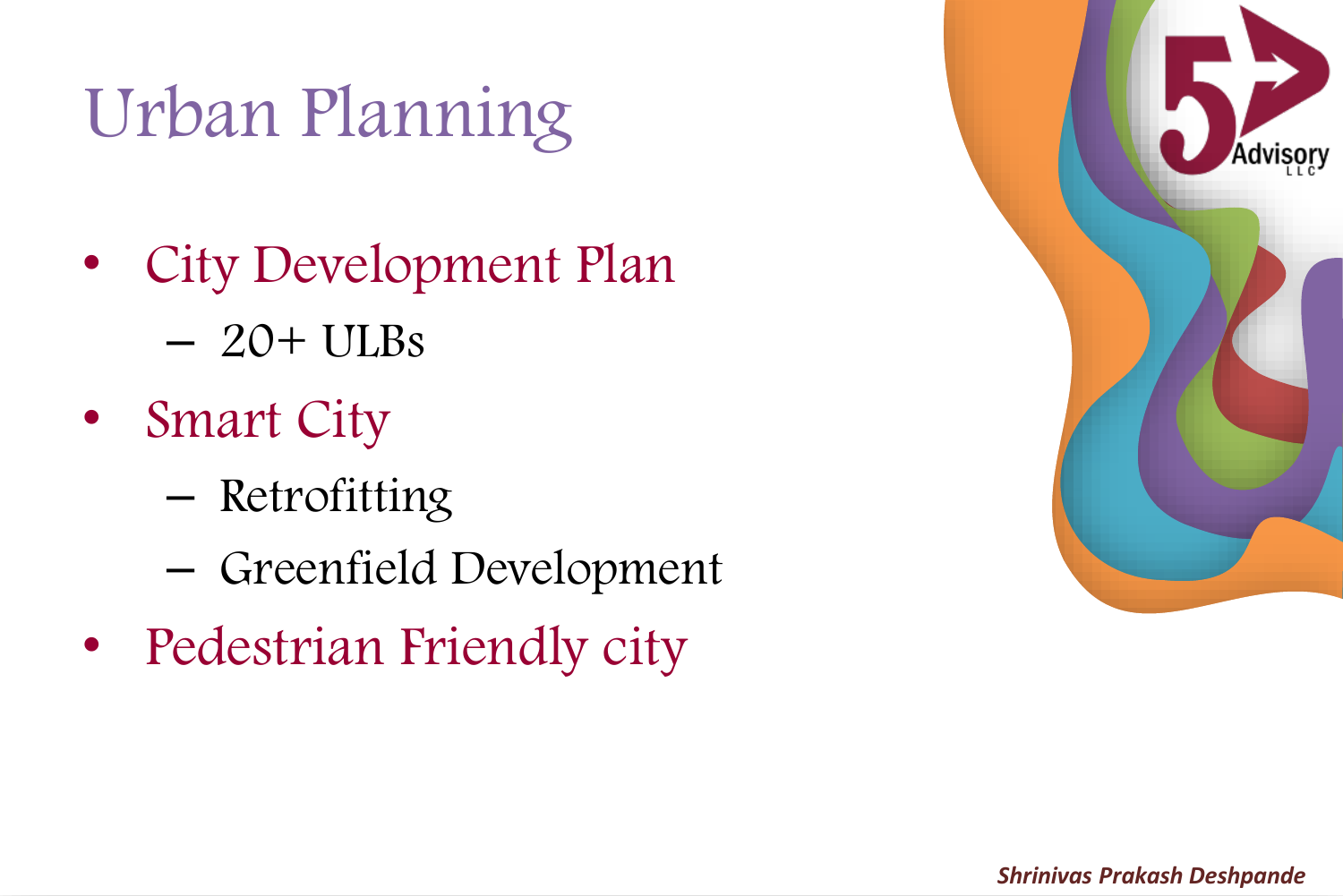# Urban Planning

- City Development Plan
  - 20+ ULBs
- Smart City
  - Retrofitting
  - Greenfield Development
- Pedestrian Friendly city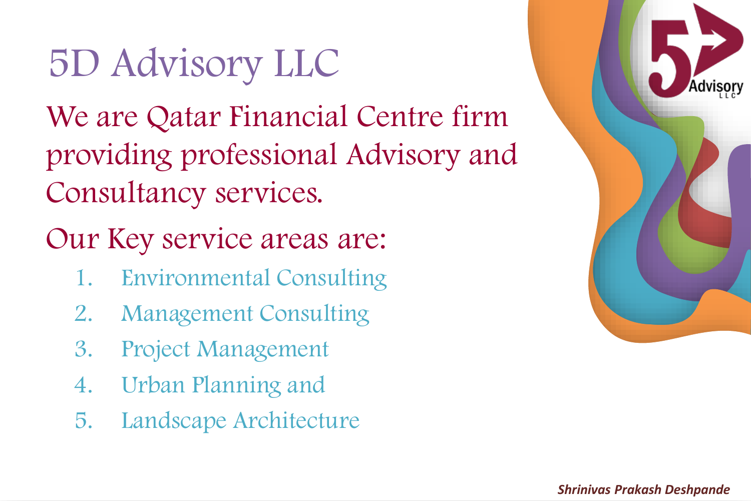# 5D Advisory LLC

We are Qatar Financial Centre firm providing professional Advisory and Consultancy services.

Our Key service areas are:

1. Environmental Consulting
2. Management Consulting
3. Project Management
4. Urban Planning and
5. Landscape Architecture

*Shrinivas Prakash Deshpande*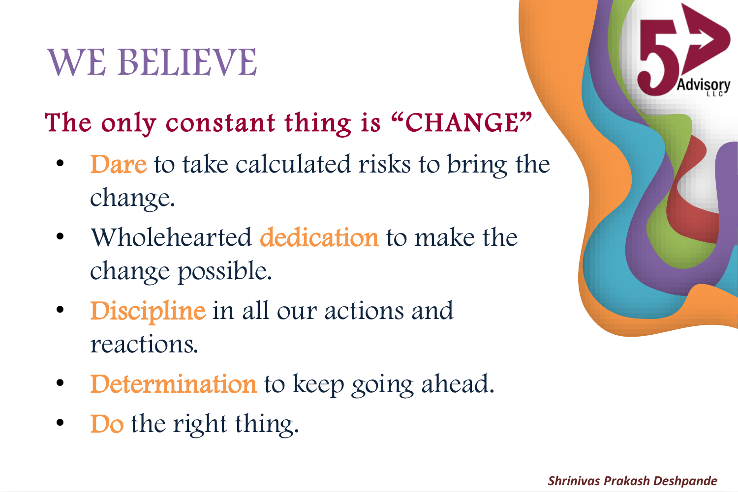# WE BELIEVE

## The only constant thing is "CHANGE"

- Dare to take calculated risks to bring the change.
- Wholehearted dedication to make the change possible.
- Discipline in all our actions and reactions.
- Determination to keep going ahead.
- Do the right thing.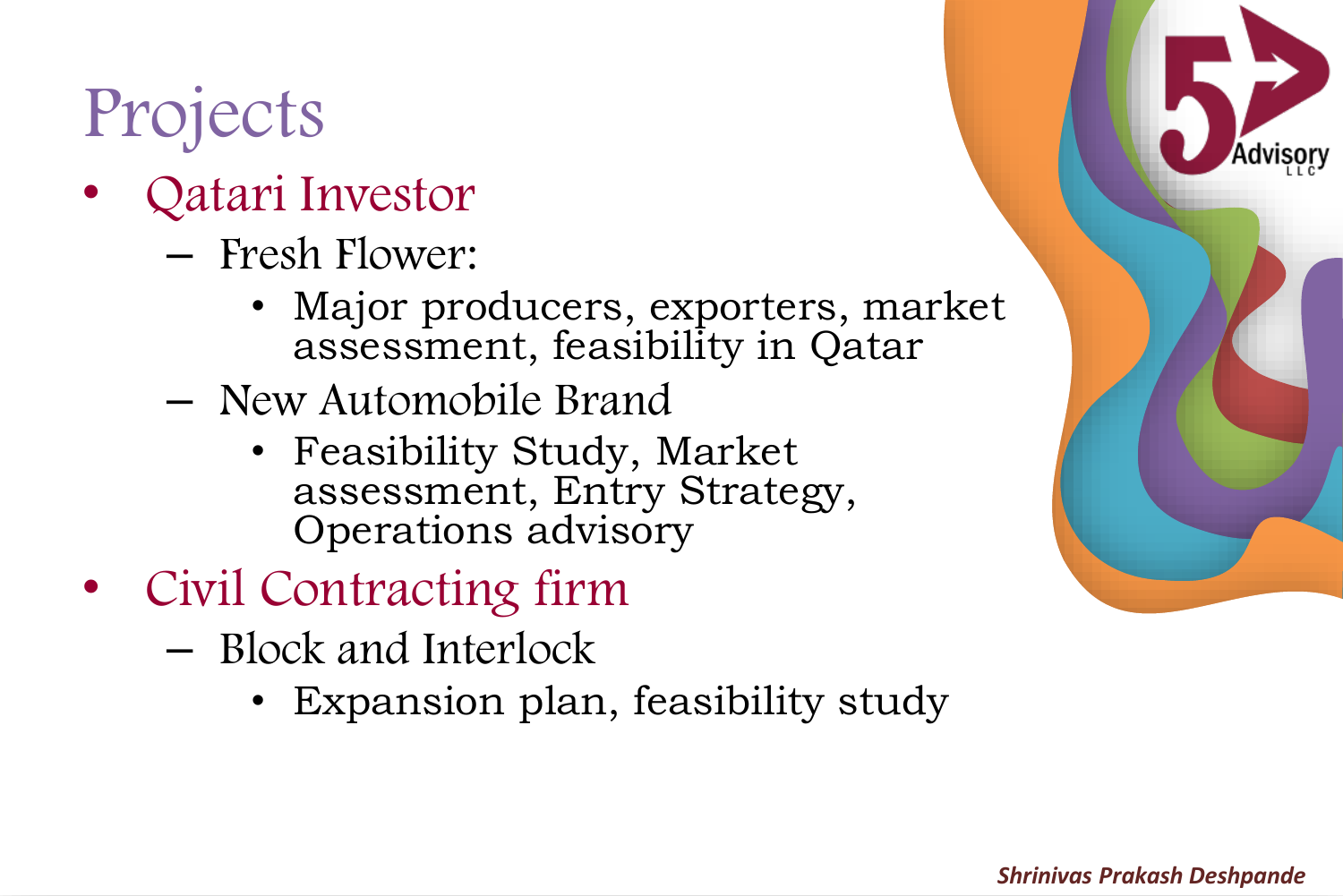# Projects

- Qatari Investor
  - Fresh Flower:
    - Major producers, exporters, market assessment, feasibility in Qatar
  - New Automobile Brand
    - Feasibility Study, Market assessment, Entry Strategy, Operations advisory
- Civil Contracting firm
  - Block and Interlock
    - Expansion plan, feasibility study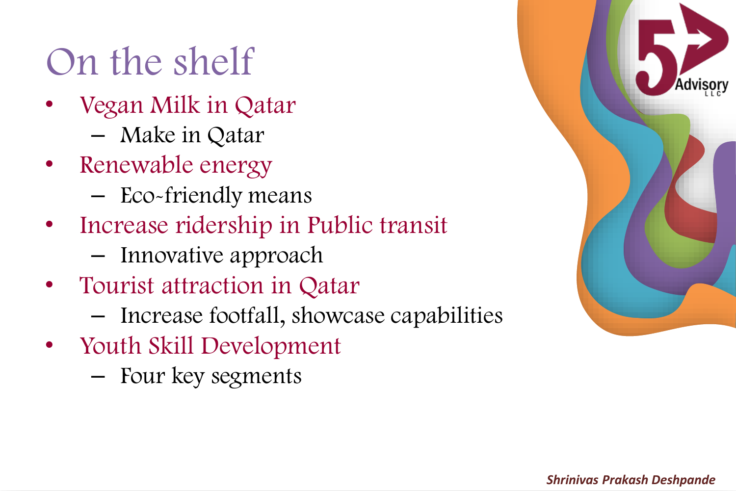# On the shelf

- Vegan Milk in Qatar
  - Make in Qatar
- Renewable energy
  - Eco-friendly means
- Increase ridership in Public transit
  - Innovative approach
- Tourist attraction in Qatar
  - Increase footfall, showcase capabilities
- Youth Skill Development
  - Four key segments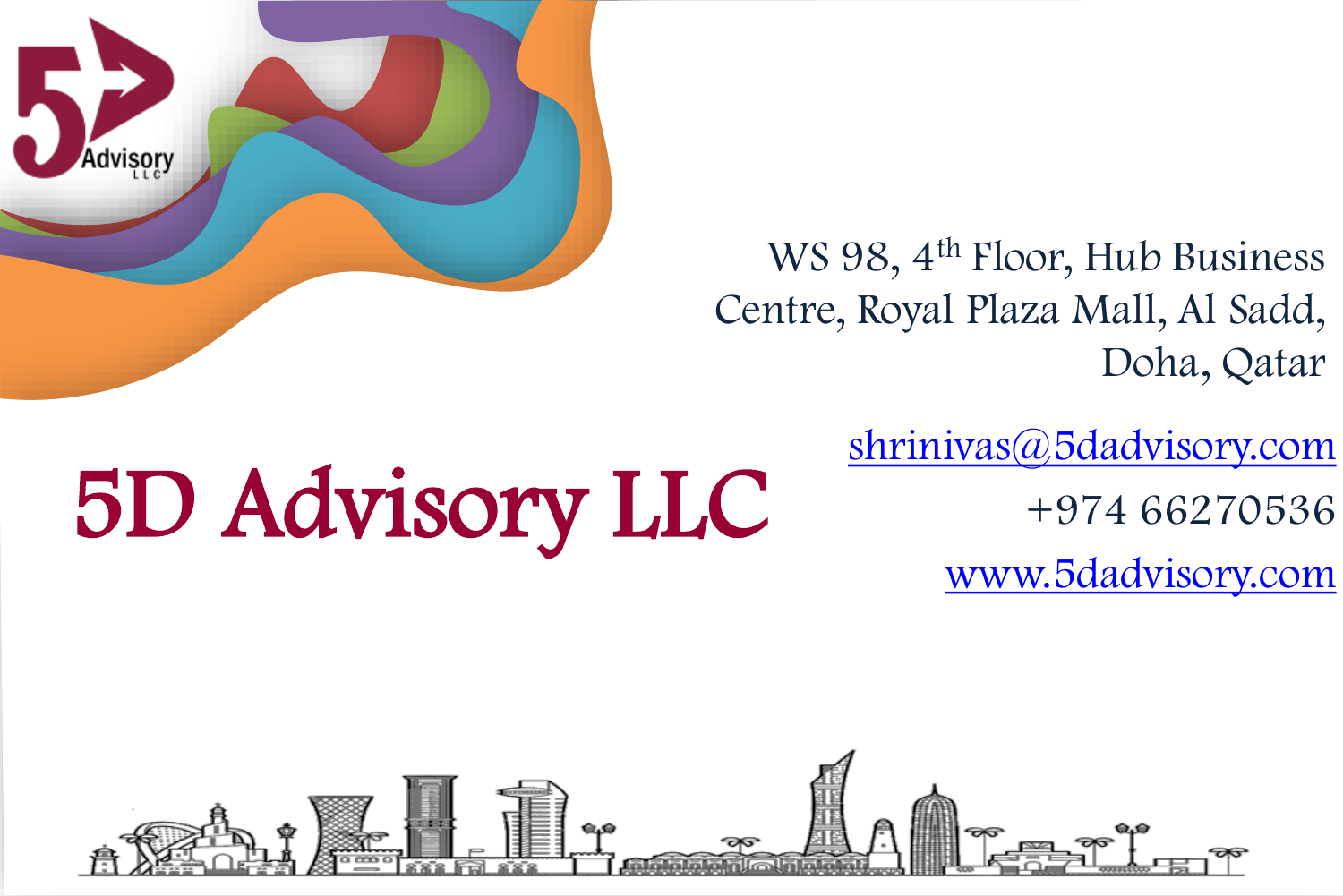# 5D Advisory LLC

WS 98, 4th Floor, Hub Business Centre, Royal Plaza Mall, Al Sadd, Doha, Qatar

shrinivas@5dadvisory.com

+974 66270536

www.5dadvisory.com